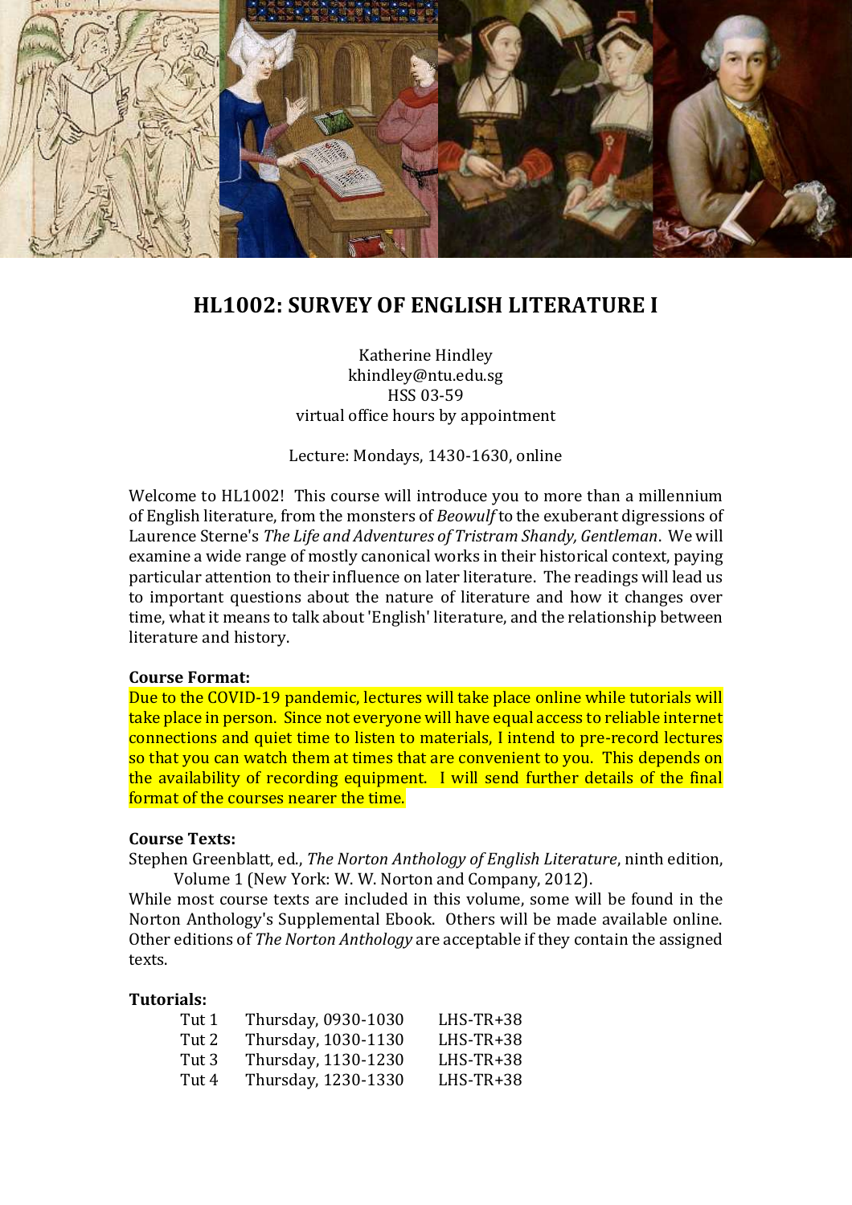# HL1002: SURVEY OF ENGLISH LITERATURE I

Katherine Hindley
khindley@ntu.edu.sg
HSS 03-59
virtual office hours by appointment

Lecture: Mondays, 1430-1630, online

Welcome to HL1002! This course will introduce you to more than a millennium of English literature, from the monsters of *Beowulf* to the exuberant digressions of Laurence Sterne's *The Life and Adventures of Tristram Shandy, Gentleman*. We will examine a wide range of mostly canonical works in their historical context, paying particular attention to their influence on later literature. The readings will lead us to important questions about the nature of literature and how it changes over time, what it means to talk about 'English' literature, and the relationship between literature and history.

**Course Format:**
Due to the COVID-19 pandemic, lectures will take place online while tutorials will take place in person. Since not everyone will have equal access to reliable internet connections and quiet time to listen to materials, I intend to pre-record lectures so that you can watch them at times that are convenient to you. This depends on the availability of recording equipment. I will send further details of the final format of the courses nearer the time.

**Course Texts:**
Stephen Greenblatt, ed., *The Norton Anthology of English Literature*, ninth edition, Volume 1 (New York: W. W. Norton and Company, 2012).
While most course texts are included in this volume, some will be found in the Norton Anthology's Supplemental Ebook. Others will be made available online. Other editions of *The Norton Anthology* are acceptable if they contain the assigned texts.

**Tutorials:**

| | | |
|---|---|---|
| Tut 1 | Thursday, 0930-1030 | LHS-TR+38 |
| Tut 2 | Thursday, 1030-1130 | LHS-TR+38 |
| Tut 3 | Thursday, 1130-1230 | LHS-TR+38 |
| Tut 4 | Thursday, 1230-1330 | LHS-TR+38 |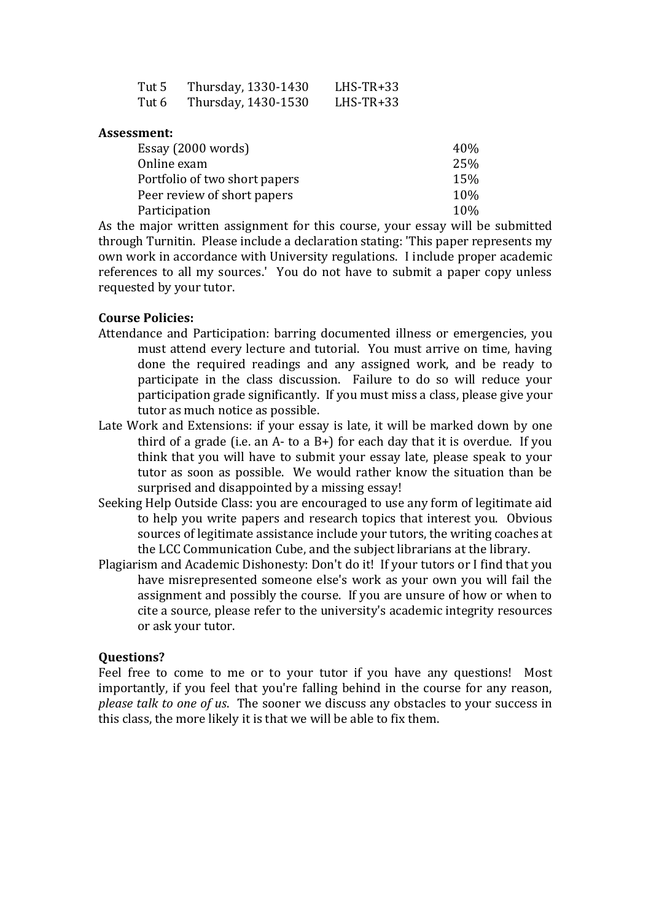| | | |
|---|---|---|
| Tut 5 | Thursday, 1330-1430 | LHS-TR+33 |
| Tut 6 | Thursday, 1430-1530 | LHS-TR+33 |

**Assessment:**

| | |
|---|---|
| Essay (2000 words) | 40% |
| Online exam | 25% |
| Portfolio of two short papers | 15% |
| Peer review of short papers | 10% |
| Participation | 10% |

As the major written assignment for this course, your essay will be submitted through Turnitin. Please include a declaration stating: 'This paper represents my own work in accordance with University regulations. I include proper academic references to all my sources.' You do not have to submit a paper copy unless requested by your tutor.

**Course Policies:**

Attendance and Participation: barring documented illness or emergencies, you must attend every lecture and tutorial. You must arrive on time, having done the required readings and any assigned work, and be ready to participate in the class discussion. Failure to do so will reduce your participation grade significantly. If you must miss a class, please give your tutor as much notice as possible.

Late Work and Extensions: if your essay is late, it will be marked down by one third of a grade (i.e. an A- to a B+) for each day that it is overdue. If you think that you will have to submit your essay late, please speak to your tutor as soon as possible. We would rather know the situation than be surprised and disappointed by a missing essay!

Seeking Help Outside Class: you are encouraged to use any form of legitimate aid to help you write papers and research topics that interest you. Obvious sources of legitimate assistance include your tutors, the writing coaches at the LCC Communication Cube, and the subject librarians at the library.

Plagiarism and Academic Dishonesty: Don't do it! If your tutors or I find that you have misrepresented someone else's work as your own you will fail the assignment and possibly the course. If you are unsure of how or when to cite a source, please refer to the university's academic integrity resources or ask your tutor.

**Questions?**

Feel free to come to me or to your tutor if you have any questions! Most importantly, if you feel that you're falling behind in the course for any reason, *please talk to one of us*. The sooner we discuss any obstacles to your success in this class, the more likely it is that we will be able to fix them.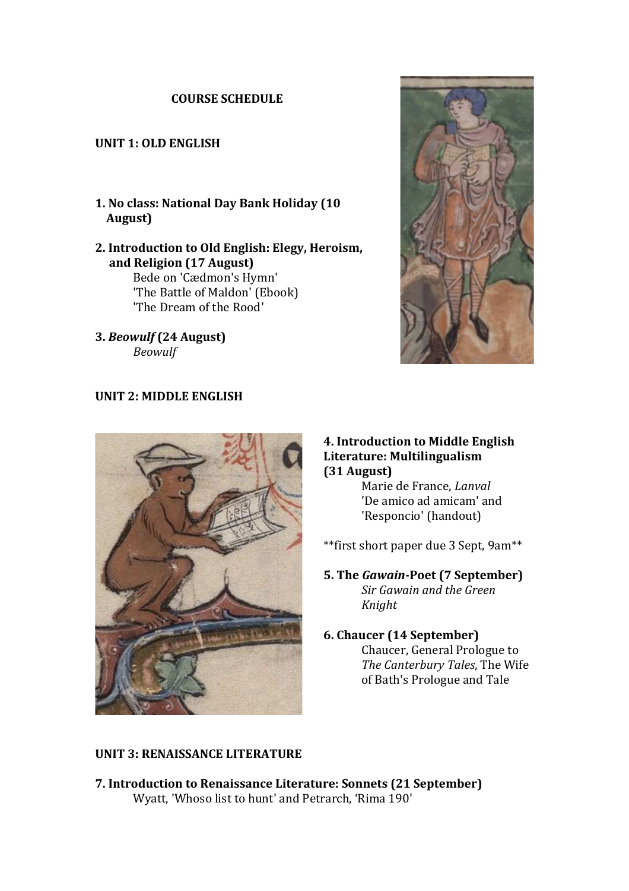## COURSE SCHEDULE

### UNIT 1: OLD ENGLISH

**1. No class: National Day Bank Holiday (10 August)**

**2. Introduction to Old English: Elegy, Heroism, and Religion (17 August)**

Bede on 'Cædmon's Hymn'
'The Battle of Maldon' (Ebook)
'The Dream of the Rood'

**3. *Beowulf* (24 August)**

*Beowulf*

### UNIT 2: MIDDLE ENGLISH

**4. Introduction to Middle English Literature: Multilingualism (31 August)**

Marie de France, *Lanval*
'De amico ad amicam' and 'Responcio' (handout)

**first short paper due 3 Sept, 9am**

**5. The *Gawain*-Poet (7 September)**

*Sir Gawain and the Green Knight*

**6. Chaucer (14 September)**

Chaucer, General Prologue to *The Canterbury Tales*, The Wife of Bath's Prologue and Tale

### UNIT 3: RENAISSANCE LITERATURE

**7. Introduction to Renaissance Literature: Sonnets (21 September)**

Wyatt, 'Whoso list to hunt' and Petrarch, 'Rima 190'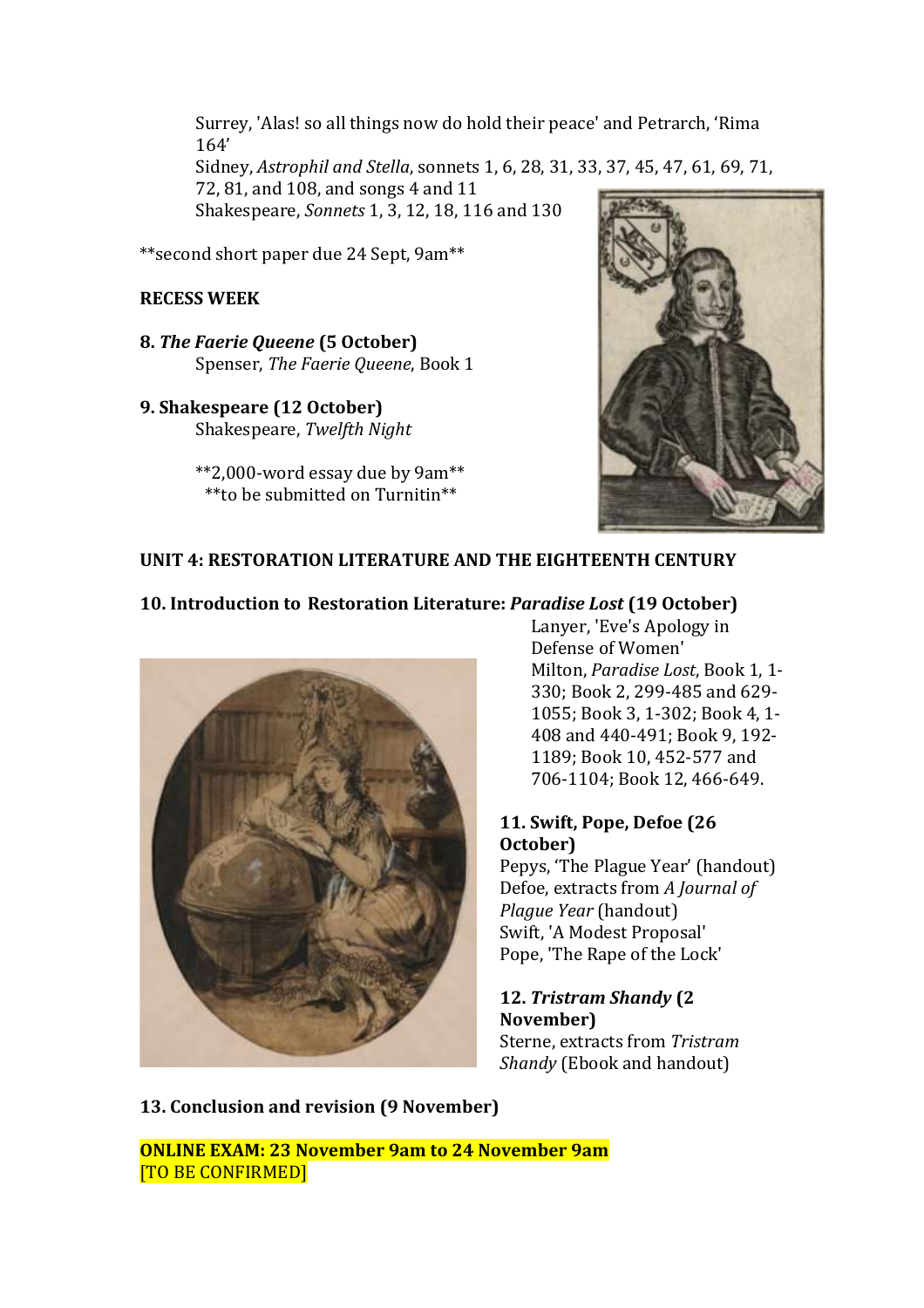Surrey, 'Alas! so all things now do hold their peace' and Petrarch, 'Rima 164'
Sidney, *Astrophil and Stella*, sonnets 1, 6, 28, 31, 33, 37, 45, 47, 61, 69, 71, 72, 81, and 108, and songs 4 and 11
Shakespeare, *Sonnets* 1, 3, 12, 18, 116 and 130

**second short paper due 24 Sept, 9am**

**RECESS WEEK**

**8. *The Faerie Queene* (5 October)**
Spenser, *The Faerie Queene*, Book 1

**9. Shakespeare (12 October)**
Shakespeare, *Twelfth Night*

**2,000-word essay due by 9am**
**to be submitted on Turnitin**

**UNIT 4: RESTORATION LITERATURE AND THE EIGHTEENTH CENTURY**

**10. Introduction to Restoration Literature: *Paradise Lost* (19 October)**
Lanyer, 'Eve's Apology in Defense of Women'
Milton, *Paradise Lost*, Book 1, 1-330; Book 2, 299-485 and 629-1055; Book 3, 1-302; Book 4, 1-408 and 440-491; Book 9, 192-1189; Book 10, 452-577 and 706-1104; Book 12, 466-649.

**11. Swift, Pope, Defoe (26 October)**
Pepys, 'The Plague Year' (handout)
Defoe, extracts from *A Journal of Plague Year* (handout)
Swift, 'A Modest Proposal'
Pope, 'The Rape of the Lock'

**12. *Tristram Shandy* (2 November)**
Sterne, extracts from *Tristram Shandy* (Ebook and handout)

**13. Conclusion and revision (9 November)**

**ONLINE EXAM: 23 November 9am to 24 November 9am**
[TO BE CONFIRMED]